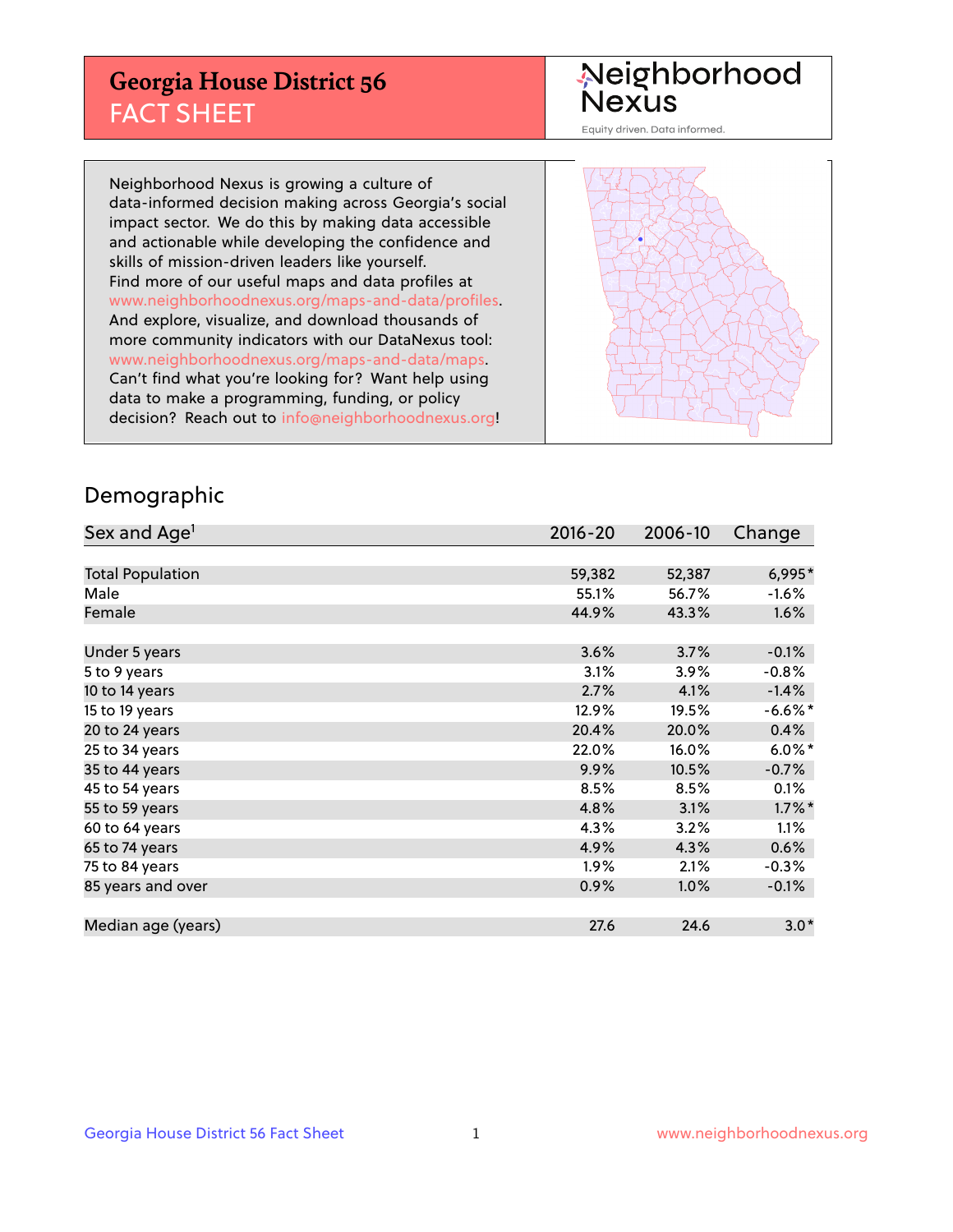# Georgia House District 56
## FACT SHEET

Neighborhood Nexus

Equity driven. Data informed.

Neighborhood Nexus is growing a culture of data-informed decision making across Georgia's social impact sector. We do this by making data accessible and actionable while developing the confidence and skills of mission-driven leaders like yourself. Find more of our useful maps and data profiles at www.neighborhoodnexus.org/maps-and-data/profiles. And explore, visualize, and download thousands of more community indicators with our DataNexus tool: www.neighborhoodnexus.org/maps-and-data/maps. Can't find what you're looking for? Want help using data to make a programming, funding, or policy decision? Reach out to info@neighborhoodnexus.org!

## Demographic

| Sex and Age[1] | 2016-20 | 2006-10 | Change |
|---|---|---|---|
| Total Population | 59,382 | 52,387 | 6,995* |
| Male | 55.1% | 56.7% | -1.6% |
| Female | 44.9% | 43.3% | 1.6% |
| | | | |
| Under 5 years | 3.6% | 3.7% | -0.1% |
| 5 to 9 years | 3.1% | 3.9% | -0.8% |
| 10 to 14 years | 2.7% | 4.1% | -1.4% |
| 15 to 19 years | 12.9% | 19.5% | -6.6%* |
| 20 to 24 years | 20.4% | 20.0% | 0.4% |
| 25 to 34 years | 22.0% | 16.0% | 6.0%* |
| 35 to 44 years | 9.9% | 10.5% | -0.7% |
| 45 to 54 years | 8.5% | 8.5% | 0.1% |
| 55 to 59 years | 4.8% | 3.1% | 1.7%* |
| 60 to 64 years | 4.3% | 3.2% | 1.1% |
| 65 to 74 years | 4.9% | 4.3% | 0.6% |
| 75 to 84 years | 1.9% | 2.1% | -0.3% |
| 85 years and over | 0.9% | 1.0% | -0.1% |
| | | | |
| Median age (years) | 27.6 | 24.6 | 3.0* |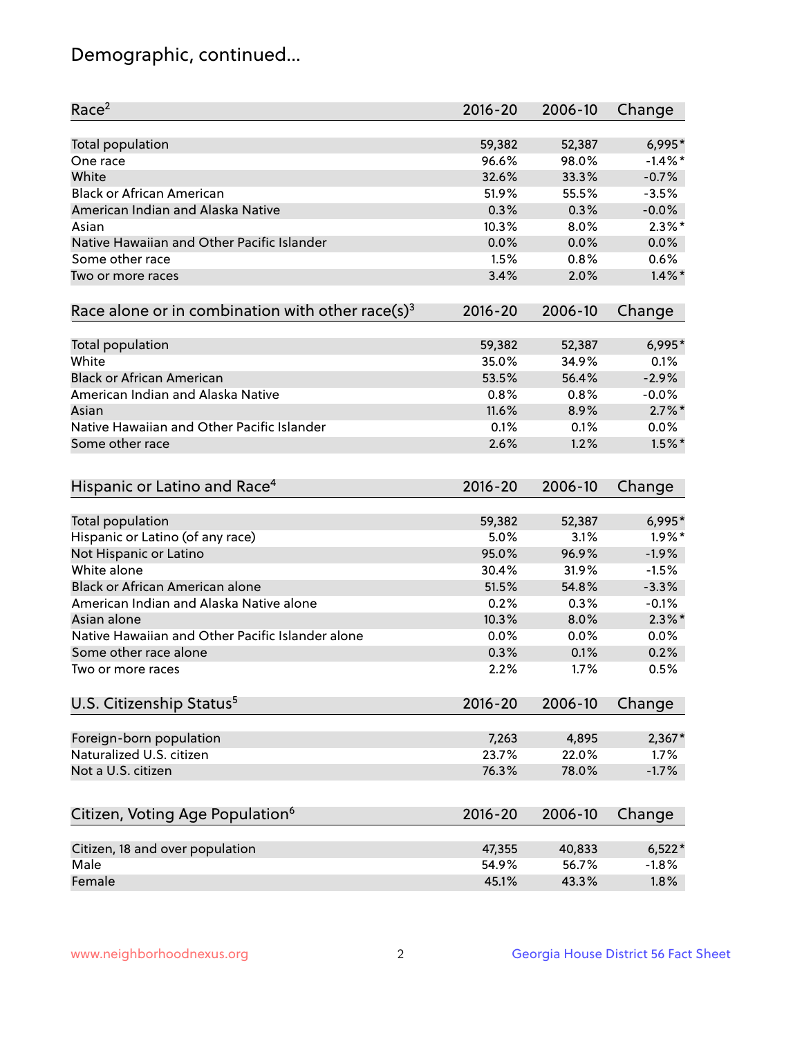# Demographic, continued...

| Race[2] | 2016-20 | 2006-10 | Change |
|---|---|---|---|
| Total population | 59,382 | 52,387 | 6,995* |
| One race | 96.6% | 98.0% | -1.4%* |
| White | 32.6% | 33.3% | -0.7% |
| Black or African American | 51.9% | 55.5% | -3.5% |
| American Indian and Alaska Native | 0.3% | 0.3% | -0.0% |
| Asian | 10.3% | 8.0% | 2.3%* |
| Native Hawaiian and Other Pacific Islander | 0.0% | 0.0% | 0.0% |
| Some other race | 1.5% | 0.8% | 0.6% |
| Two or more races | 3.4% | 2.0% | 1.4%* |

| Race alone or in combination with other race(s)[3] | 2016-20 | 2006-10 | Change |
|---|---|---|---|
| Total population | 59,382 | 52,387 | 6,995* |
| White | 35.0% | 34.9% | 0.1% |
| Black or African American | 53.5% | 56.4% | -2.9% |
| American Indian and Alaska Native | 0.8% | 0.8% | -0.0% |
| Asian | 11.6% | 8.9% | 2.7%* |
| Native Hawaiian and Other Pacific Islander | 0.1% | 0.1% | 0.0% |
| Some other race | 2.6% | 1.2% | 1.5%* |

| Hispanic or Latino and Race[4] | 2016-20 | 2006-10 | Change |
|---|---|---|---|
| Total population | 59,382 | 52,387 | 6,995* |
| Hispanic or Latino (of any race) | 5.0% | 3.1% | 1.9%* |
| Not Hispanic or Latino | 95.0% | 96.9% | -1.9% |
| White alone | 30.4% | 31.9% | -1.5% |
| Black or African American alone | 51.5% | 54.8% | -3.3% |
| American Indian and Alaska Native alone | 0.2% | 0.3% | -0.1% |
| Asian alone | 10.3% | 8.0% | 2.3%* |
| Native Hawaiian and Other Pacific Islander alone | 0.0% | 0.0% | 0.0% |
| Some other race alone | 0.3% | 0.1% | 0.2% |
| Two or more races | 2.2% | 1.7% | 0.5% |

| U.S. Citizenship Status[5] | 2016-20 | 2006-10 | Change |
|---|---|---|---|
| Foreign-born population | 7,263 | 4,895 | 2,367* |
| Naturalized U.S. citizen | 23.7% | 22.0% | 1.7% |
| Not a U.S. citizen | 76.3% | 78.0% | -1.7% |

| Citizen, Voting Age Population[6] | 2016-20 | 2006-10 | Change |
|---|---|---|---|
| Citizen, 18 and over population | 47,355 | 40,833 | 6,522* |
| Male | 54.9% | 56.7% | -1.8% |
| Female | 45.1% | 43.3% | 1.8% |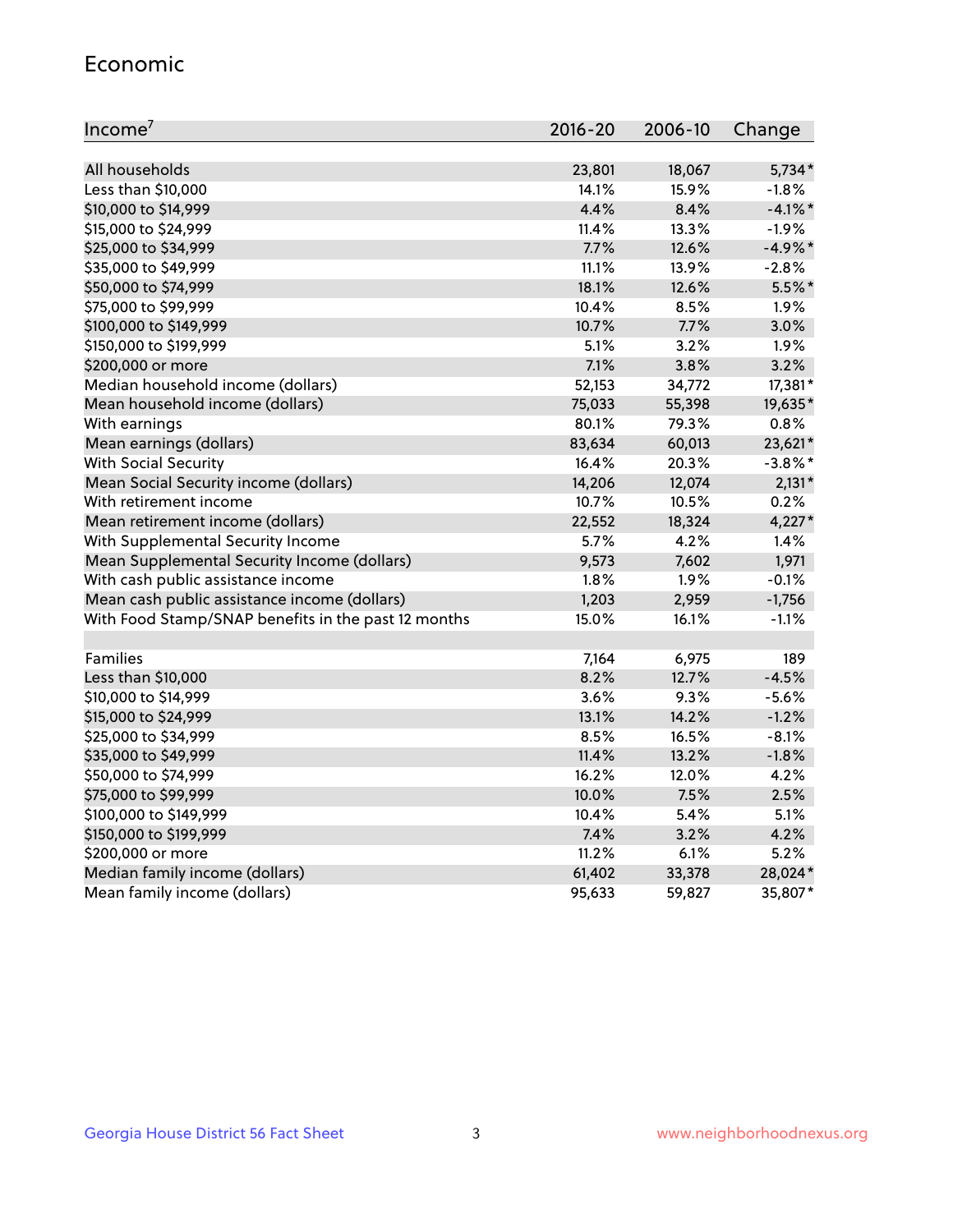## Economic

| Income[7] | 2016-20 | 2006-10 | Change |
|---|---|---|---|
| All households | 23,801 | 18,067 | 5,734* |
| Less than $10,000 | 14.1% | 15.9% | -1.8% |
| $10,000 to $14,999 | 4.4% | 8.4% | -4.1%* |
| $15,000 to $24,999 | 11.4% | 13.3% | -1.9% |
| $25,000 to $34,999 | 7.7% | 12.6% | -4.9%* |
| $35,000 to $49,999 | 11.1% | 13.9% | -2.8% |
| $50,000 to $74,999 | 18.1% | 12.6% | 5.5%* |
| $75,000 to $99,999 | 10.4% | 8.5% | 1.9% |
| $100,000 to $149,999 | 10.7% | 7.7% | 3.0% |
| $150,000 to $199,999 | 5.1% | 3.2% | 1.9% |
| $200,000 or more | 7.1% | 3.8% | 3.2% |
| Median household income (dollars) | 52,153 | 34,772 | 17,381* |
| Mean household income (dollars) | 75,033 | 55,398 | 19,635* |
| With earnings | 80.1% | 79.3% | 0.8% |
| Mean earnings (dollars) | 83,634 | 60,013 | 23,621* |
| With Social Security | 16.4% | 20.3% | -3.8%* |
| Mean Social Security income (dollars) | 14,206 | 12,074 | 2,131* |
| With retirement income | 10.7% | 10.5% | 0.2% |
| Mean retirement income (dollars) | 22,552 | 18,324 | 4,227* |
| With Supplemental Security Income | 5.7% | 4.2% | 1.4% |
| Mean Supplemental Security Income (dollars) | 9,573 | 7,602 | 1,971 |
| With cash public assistance income | 1.8% | 1.9% | -0.1% |
| Mean cash public assistance income (dollars) | 1,203 | 2,959 | -1,756 |
| With Food Stamp/SNAP benefits in the past 12 months | 15.0% | 16.1% | -1.1% |
| | | | |
| Families | 7,164 | 6,975 | 189 |
| Less than $10,000 | 8.2% | 12.7% | -4.5% |
| $10,000 to $14,999 | 3.6% | 9.3% | -5.6% |
| $15,000 to $24,999 | 13.1% | 14.2% | -1.2% |
| $25,000 to $34,999 | 8.5% | 16.5% | -8.1% |
| $35,000 to $49,999 | 11.4% | 13.2% | -1.8% |
| $50,000 to $74,999 | 16.2% | 12.0% | 4.2% |
| $75,000 to $99,999 | 10.0% | 7.5% | 2.5% |
| $100,000 to $149,999 | 10.4% | 5.4% | 5.1% |
| $150,000 to $199,999 | 7.4% | 3.2% | 4.2% |
| $200,000 or more | 11.2% | 6.1% | 5.2% |
| Median family income (dollars) | 61,402 | 33,378 | 28,024* |
| Mean family income (dollars) | 95,633 | 59,827 | 35,807* |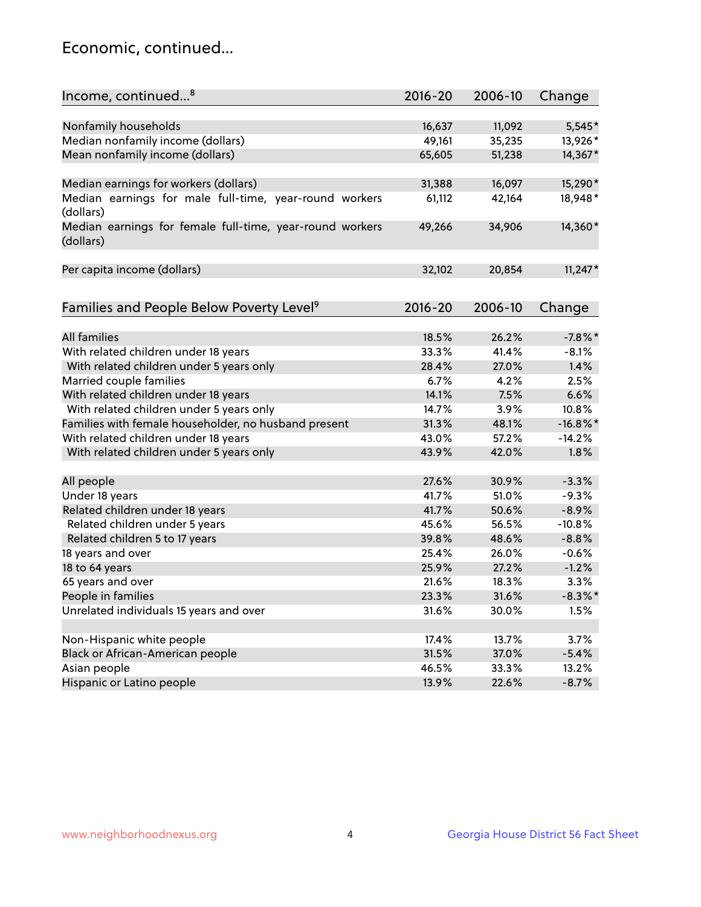## Economic, continued...

| Income, continued...[8] | 2016-20 | 2006-10 | Change |
|---|---|---|---|
| Nonfamily households | 16,637 | 11,092 | 5,545* |
| Median nonfamily income (dollars) | 49,161 | 35,235 | 13,926* |
| Mean nonfamily income (dollars) | 65,605 | 51,238 | 14,367* |
| Median earnings for workers (dollars) | 31,388 | 16,097 | 15,290* |
| Median earnings for male full-time, year-round workers (dollars) | 61,112 | 42,164 | 18,948* |
| Median earnings for female full-time, year-round workers (dollars) | 49,266 | 34,906 | 14,360* |
| Per capita income (dollars) | 32,102 | 20,854 | 11,247* |

| Families and People Below Poverty Level[9] | 2016-20 | 2006-10 | Change |
|---|---|---|---|
| All families | 18.5% | 26.2% | -7.8%* |
| With related children under 18 years | 33.3% | 41.4% | -8.1% |
| With related children under 5 years only | 28.4% | 27.0% | 1.4% |
| Married couple families | 6.7% | 4.2% | 2.5% |
| With related children under 18 years | 14.1% | 7.5% | 6.6% |
| With related children under 5 years only | 14.7% | 3.9% | 10.8% |
| Families with female householder, no husband present | 31.3% | 48.1% | -16.8%* |
| With related children under 18 years | 43.0% | 57.2% | -14.2% |
| With related children under 5 years only | 43.9% | 42.0% | 1.8% |
| All people | 27.6% | 30.9% | -3.3% |
| Under 18 years | 41.7% | 51.0% | -9.3% |
| Related children under 18 years | 41.7% | 50.6% | -8.9% |
| Related children under 5 years | 45.6% | 56.5% | -10.8% |
| Related children 5 to 17 years | 39.8% | 48.6% | -8.8% |
| 18 years and over | 25.4% | 26.0% | -0.6% |
| 18 to 64 years | 25.9% | 27.2% | -1.2% |
| 65 years and over | 21.6% | 18.3% | 3.3% |
| People in families | 23.3% | 31.6% | -8.3%* |
| Unrelated individuals 15 years and over | 31.6% | 30.0% | 1.5% |
| Non-Hispanic white people | 17.4% | 13.7% | 3.7% |
| Black or African-American people | 31.5% | 37.0% | -5.4% |
| Asian people | 46.5% | 33.3% | 13.2% |
| Hispanic or Latino people | 13.9% | 22.6% | -8.7% |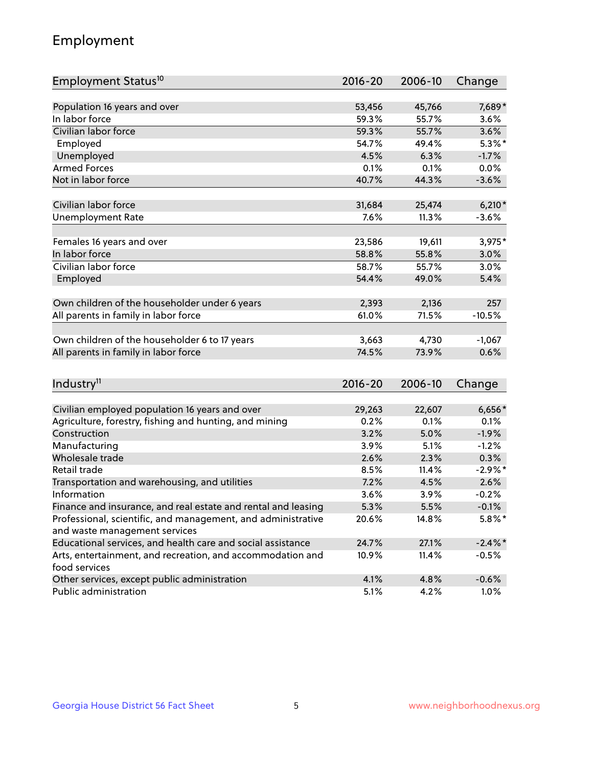# Employment

| Employment Status[10] | 2016-20 | 2006-10 | Change |
|---|---|---|---|
| Population 16 years and over | 53,456 | 45,766 | 7,689* |
| In labor force | 59.3% | 55.7% | 3.6% |
| Civilian labor force | 59.3% | 55.7% | 3.6% |
| Employed | 54.7% | 49.4% | 5.3%* |
| Unemployed | 4.5% | 6.3% | -1.7% |
| Armed Forces | 0.1% | 0.1% | 0.0% |
| Not in labor force | 40.7% | 44.3% | -3.6% |
| | | | |
| Civilian labor force | 31,684 | 25,474 | 6,210* |
| Unemployment Rate | 7.6% | 11.3% | -3.6% |
| | | | |
| Females 16 years and over | 23,586 | 19,611 | 3,975* |
| In labor force | 58.8% | 55.8% | 3.0% |
| Civilian labor force | 58.7% | 55.7% | 3.0% |
| Employed | 54.4% | 49.0% | 5.4% |
| | | | |
| Own children of the householder under 6 years | 2,393 | 2,136 | 257 |
| All parents in family in labor force | 61.0% | 71.5% | -10.5% |
| | | | |
| Own children of the householder 6 to 17 years | 3,663 | 4,730 | -1,067 |
| All parents in family in labor force | 74.5% | 73.9% | 0.6% |

| Industry[11] | 2016-20 | 2006-10 | Change |
|---|---|---|---|
| Civilian employed population 16 years and over | 29,263 | 22,607 | 6,656* |
| Agriculture, forestry, fishing and hunting, and mining | 0.2% | 0.1% | 0.1% |
| Construction | 3.2% | 5.0% | -1.9% |
| Manufacturing | 3.9% | 5.1% | -1.2% |
| Wholesale trade | 2.6% | 2.3% | 0.3% |
| Retail trade | 8.5% | 11.4% | -2.9%* |
| Transportation and warehousing, and utilities | 7.2% | 4.5% | 2.6% |
| Information | 3.6% | 3.9% | -0.2% |
| Finance and insurance, and real estate and rental and leasing | 5.3% | 5.5% | -0.1% |
| Professional, scientific, and management, and administrative and waste management services | 20.6% | 14.8% | 5.8%* |
| Educational services, and health care and social assistance | 24.7% | 27.1% | -2.4%* |
| Arts, entertainment, and recreation, and accommodation and food services | 10.9% | 11.4% | -0.5% |
| Other services, except public administration | 4.1% | 4.8% | -0.6% |
| Public administration | 5.1% | 4.2% | 1.0% |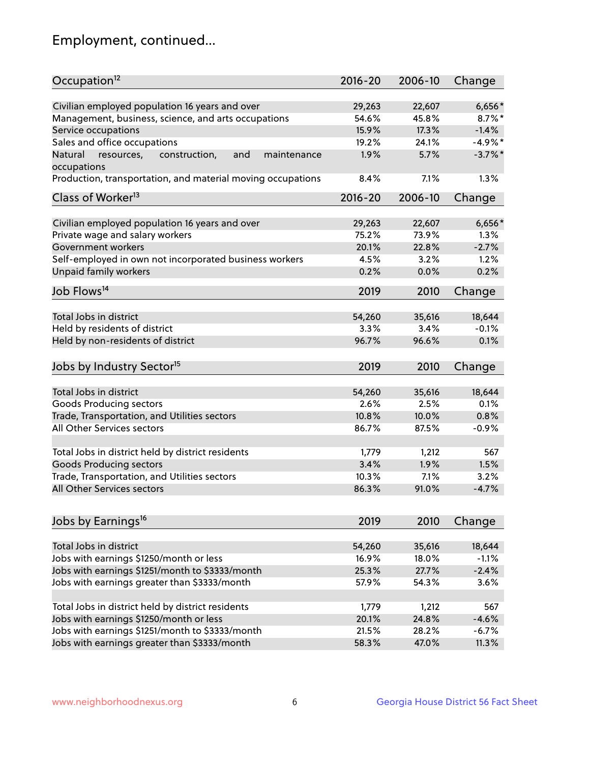# Employment, continued...

| Occupation[12] | 2016-20 | 2006-10 | Change |
|---|---|---|---|
| Civilian employed population 16 years and over | 29,263 | 22,607 | 6,656* |
| Management, business, science, and arts occupations | 54.6% | 45.8% | 8.7%* |
| Service occupations | 15.9% | 17.3% | -1.4% |
| Sales and office occupations | 19.2% | 24.1% | -4.9%* |
| Natural resources, construction, and maintenance occupations | 1.9% | 5.7% | -3.7%* |
| Production, transportation, and material moving occupations | 8.4% | 7.1% | 1.3% |

| Class of Worker[13] | 2016-20 | 2006-10 | Change |
|---|---|---|---|
| Civilian employed population 16 years and over | 29,263 | 22,607 | 6,656* |
| Private wage and salary workers | 75.2% | 73.9% | 1.3% |
| Government workers | 20.1% | 22.8% | -2.7% |
| Self-employed in own not incorporated business workers | 4.5% | 3.2% | 1.2% |
| Unpaid family workers | 0.2% | 0.0% | 0.2% |

| Job Flows[14] | 2019 | 2010 | Change |
|---|---|---|---|
| Total Jobs in district | 54,260 | 35,616 | 18,644 |
| Held by residents of district | 3.3% | 3.4% | -0.1% |
| Held by non-residents of district | 96.7% | 96.6% | 0.1% |

| Jobs by Industry Sector[15] | 2019 | 2010 | Change |
|---|---|---|---|
| Total Jobs in district | 54,260 | 35,616 | 18,644 |
| Goods Producing sectors | 2.6% | 2.5% | 0.1% |
| Trade, Transportation, and Utilities sectors | 10.8% | 10.0% | 0.8% |
| All Other Services sectors | 86.7% | 87.5% | -0.9% |
| | | | |
| Total Jobs in district held by district residents | 1,779 | 1,212 | 567 |
| Goods Producing sectors | 3.4% | 1.9% | 1.5% |
| Trade, Transportation, and Utilities sectors | 10.3% | 7.1% | 3.2% |
| All Other Services sectors | 86.3% | 91.0% | -4.7% |

| Jobs by Earnings[16] | 2019 | 2010 | Change |
|---|---|---|---|
| Total Jobs in district | 54,260 | 35,616 | 18,644 |
| Jobs with earnings $1250/month or less | 16.9% | 18.0% | -1.1% |
| Jobs with earnings $1251/month to $3333/month | 25.3% | 27.7% | -2.4% |
| Jobs with earnings greater than $3333/month | 57.9% | 54.3% | 3.6% |
| | | | |
| Total Jobs in district held by district residents | 1,779 | 1,212 | 567 |
| Jobs with earnings $1250/month or less | 20.1% | 24.8% | -4.6% |
| Jobs with earnings $1251/month to $3333/month | 21.5% | 28.2% | -6.7% |
| Jobs with earnings greater than $3333/month | 58.3% | 47.0% | 11.3% |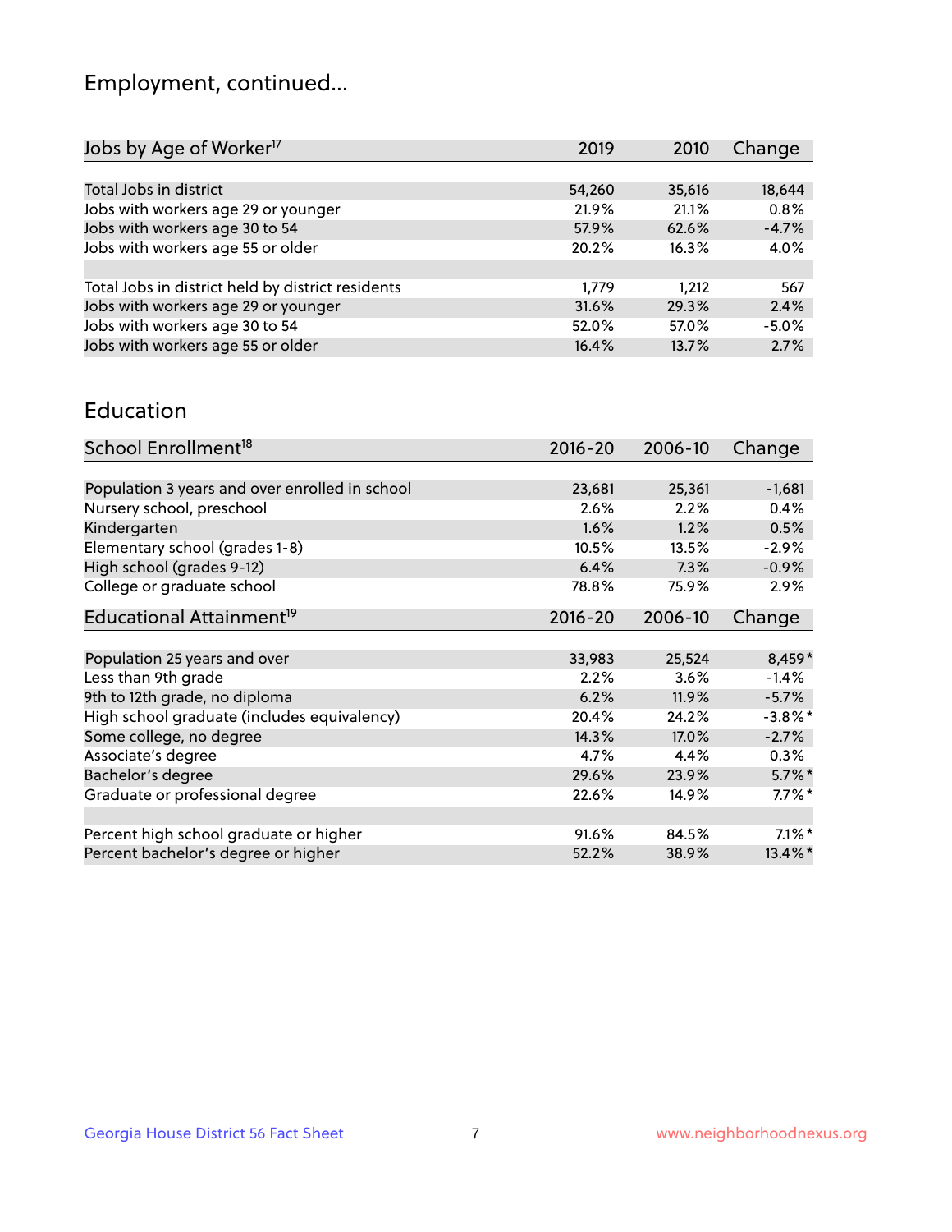# Employment, continued...

| Jobs by Age of Worker[17] | 2019 | 2010 | Change |
|---|---|---|---|
| Total Jobs in district | 54,260 | 35,616 | 18,644 |
| Jobs with workers age 29 or younger | 21.9% | 21.1% | 0.8% |
| Jobs with workers age 30 to 54 | 57.9% | 62.6% | -4.7% |
| Jobs with workers age 55 or older | 20.2% | 16.3% | 4.0% |
| | | | |
| Total Jobs in district held by district residents | 1,779 | 1,212 | 567 |
| Jobs with workers age 29 or younger | 31.6% | 29.3% | 2.4% |
| Jobs with workers age 30 to 54 | 52.0% | 57.0% | -5.0% |
| Jobs with workers age 55 or older | 16.4% | 13.7% | 2.7% |

## Education

| School Enrollment[18] | 2016-20 | 2006-10 | Change |
|---|---|---|---|
| Population 3 years and over enrolled in school | 23,681 | 25,361 | -1,681 |
| Nursery school, preschool | 2.6% | 2.2% | 0.4% |
| Kindergarten | 1.6% | 1.2% | 0.5% |
| Elementary school (grades 1-8) | 10.5% | 13.5% | -2.9% |
| High school (grades 9-12) | 6.4% | 7.3% | -0.9% |
| College or graduate school | 78.8% | 75.9% | 2.9% |

| Educational Attainment[19] | 2016-20 | 2006-10 | Change |
|---|---|---|---|
| Population 25 years and over | 33,983 | 25,524 | 8,459* |
| Less than 9th grade | 2.2% | 3.6% | -1.4% |
| 9th to 12th grade, no diploma | 6.2% | 11.9% | -5.7% |
| High school graduate (includes equivalency) | 20.4% | 24.2% | -3.8%* |
| Some college, no degree | 14.3% | 17.0% | -2.7% |
| Associate's degree | 4.7% | 4.4% | 0.3% |
| Bachelor's degree | 29.6% | 23.9% | 5.7%* |
| Graduate or professional degree | 22.6% | 14.9% | 7.7%* |
| | | | |
| Percent high school graduate or higher | 91.6% | 84.5% | 7.1%* |
| Percent bachelor's degree or higher | 52.2% | 38.9% | 13.4%* |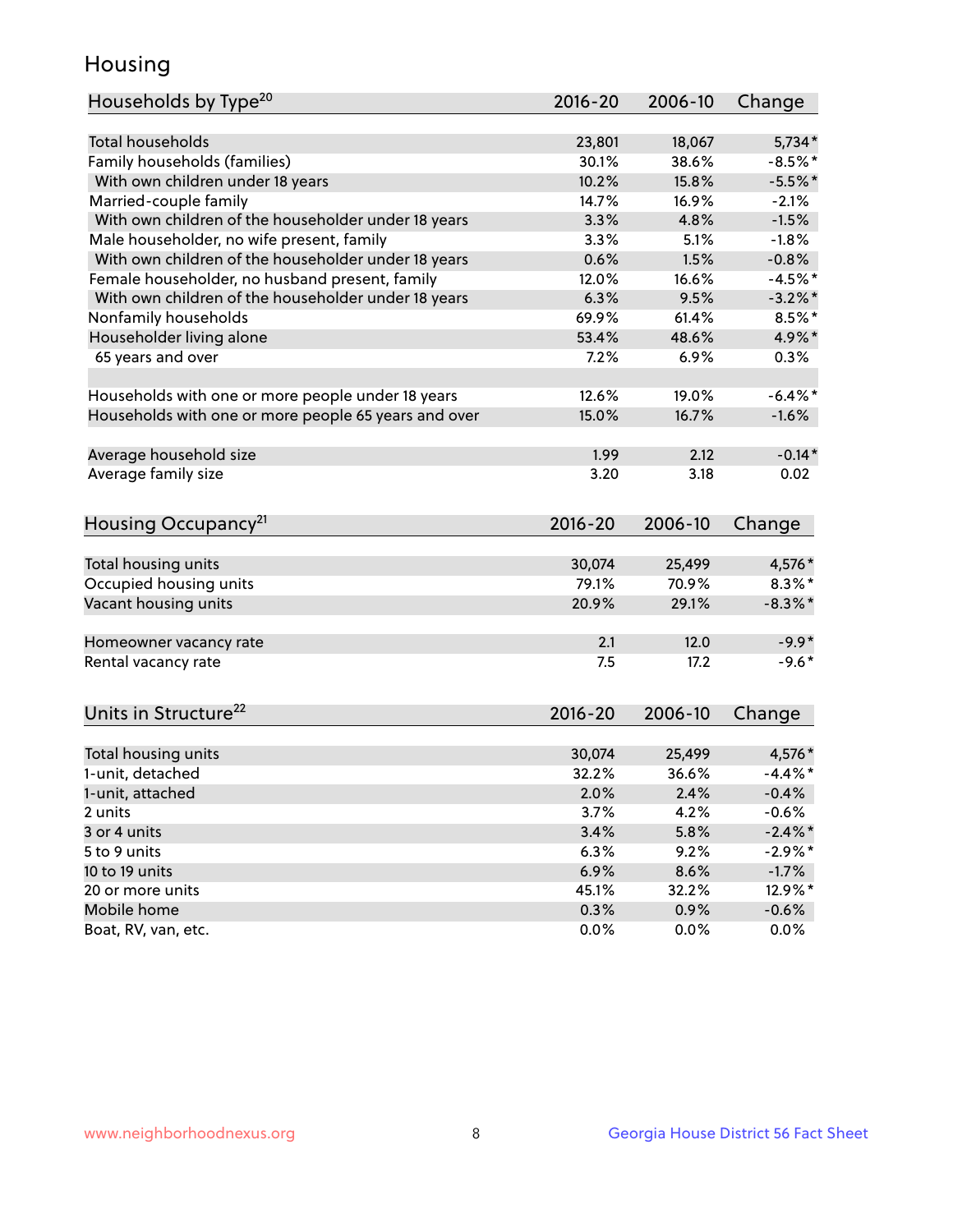# Housing

| Households by Type[20] | 2016-20 | 2006-10 | Change |
|---|---|---|---|
| Total households | 23,801 | 18,067 | 5,734* |
| Family households (families) | 30.1% | 38.6% | -8.5%* |
| With own children under 18 years | 10.2% | 15.8% | -5.5%* |
| Married-couple family | 14.7% | 16.9% | -2.1% |
| With own children of the householder under 18 years | 3.3% | 4.8% | -1.5% |
| Male householder, no wife present, family | 3.3% | 5.1% | -1.8% |
| With own children of the householder under 18 years | 0.6% | 1.5% | -0.8% |
| Female householder, no husband present, family | 12.0% | 16.6% | -4.5%* |
| With own children of the householder under 18 years | 6.3% | 9.5% | -3.2%* |
| Nonfamily households | 69.9% | 61.4% | 8.5%* |
| Householder living alone | 53.4% | 48.6% | 4.9%* |
| 65 years and over | 7.2% | 6.9% | 0.3% |
| | | | |
| Households with one or more people under 18 years | 12.6% | 19.0% | -6.4%* |
| Households with one or more people 65 years and over | 15.0% | 16.7% | -1.6% |
| | | | |
| Average household size | 1.99 | 2.12 | -0.14* |
| Average family size | 3.20 | 3.18 | 0.02 |

| Housing Occupancy[21] | 2016-20 | 2006-10 | Change |
|---|---|---|---|
| Total housing units | 30,074 | 25,499 | 4,576* |
| Occupied housing units | 79.1% | 70.9% | 8.3%* |
| Vacant housing units | 20.9% | 29.1% | -8.3%* |
| | | | |
| Homeowner vacancy rate | 2.1 | 12.0 | -9.9* |
| Rental vacancy rate | 7.5 | 17.2 | -9.6* |

| Units in Structure[22] | 2016-20 | 2006-10 | Change |
|---|---|---|---|
| Total housing units | 30,074 | 25,499 | 4,576* |
| 1-unit, detached | 32.2% | 36.6% | -4.4%* |
| 1-unit, attached | 2.0% | 2.4% | -0.4% |
| 2 units | 3.7% | 4.2% | -0.6% |
| 3 or 4 units | 3.4% | 5.8% | -2.4%* |
| 5 to 9 units | 6.3% | 9.2% | -2.9%* |
| 10 to 19 units | 6.9% | 8.6% | -1.7% |
| 20 or more units | 45.1% | 32.2% | 12.9%* |
| Mobile home | 0.3% | 0.9% | -0.6% |
| Boat, RV, van, etc. | 0.0% | 0.0% | 0.0% |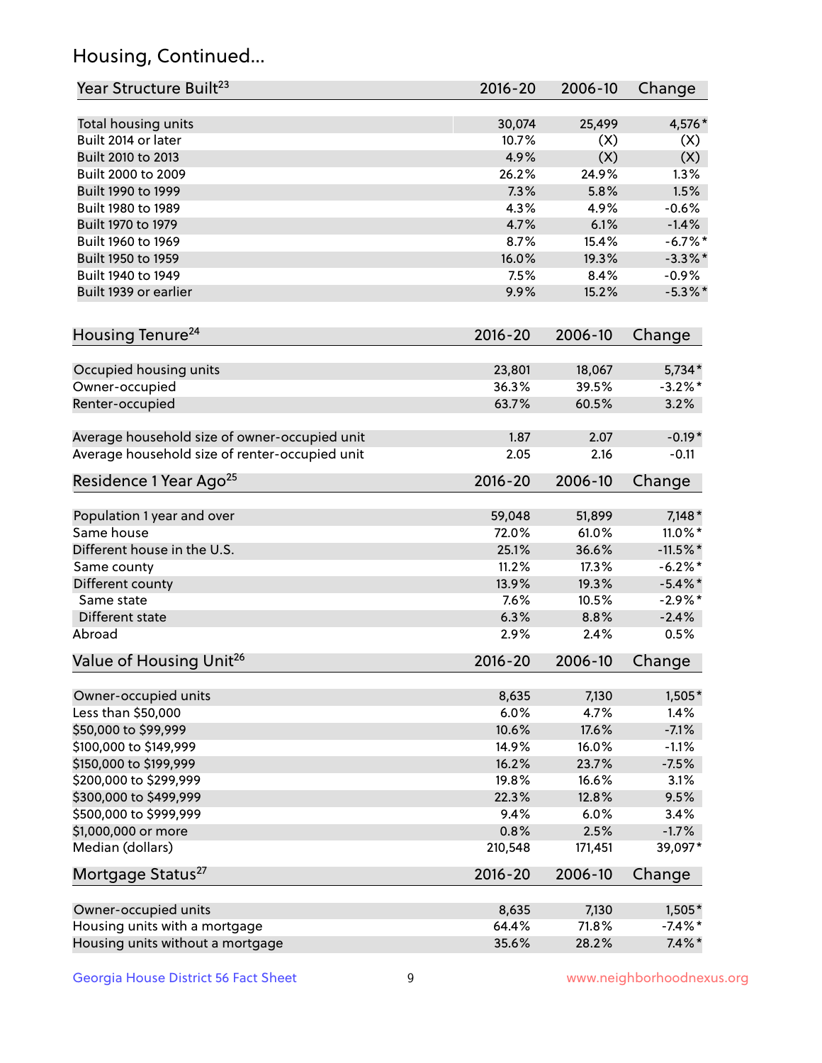## Housing, Continued...

| Year Structure Built[23] | 2016-20 | 2006-10 | Change |
|---|---|---|---|
| Total housing units | 30,074 | 25,499 | 4,576* |
| Built 2014 or later | 10.7% | (X) | (X) |
| Built 2010 to 2013 | 4.9% | (X) | (X) |
| Built 2000 to 2009 | 26.2% | 24.9% | 1.3% |
| Built 1990 to 1999 | 7.3% | 5.8% | 1.5% |
| Built 1980 to 1989 | 4.3% | 4.9% | -0.6% |
| Built 1970 to 1979 | 4.7% | 6.1% | -1.4% |
| Built 1960 to 1969 | 8.7% | 15.4% | -6.7%* |
| Built 1950 to 1959 | 16.0% | 19.3% | -3.3%* |
| Built 1940 to 1949 | 7.5% | 8.4% | -0.9% |
| Built 1939 or earlier | 9.9% | 15.2% | -5.3%* |

| Housing Tenure[24] | 2016-20 | 2006-10 | Change |
|---|---|---|---|
| Occupied housing units | 23,801 | 18,067 | 5,734* |
| Owner-occupied | 36.3% | 39.5% | -3.2%* |
| Renter-occupied | 63.7% | 60.5% | 3.2% |
| Average household size of owner-occupied unit | 1.87 | 2.07 | -0.19* |
| Average household size of renter-occupied unit | 2.05 | 2.16 | -0.11 |

| Residence 1 Year Ago[25] | 2016-20 | 2006-10 | Change |
|---|---|---|---|
| Population 1 year and over | 59,048 | 51,899 | 7,148* |
| Same house | 72.0% | 61.0% | 11.0%* |
| Different house in the U.S. | 25.1% | 36.6% | -11.5%* |
| Same county | 11.2% | 17.3% | -6.2%* |
| Different county | 13.9% | 19.3% | -5.4%* |
| Same state | 7.6% | 10.5% | -2.9%* |
| Different state | 6.3% | 8.8% | -2.4% |
| Abroad | 2.9% | 2.4% | 0.5% |

| Value of Housing Unit[26] | 2016-20 | 2006-10 | Change |
|---|---|---|---|
| Owner-occupied units | 8,635 | 7,130 | 1,505* |
| Less than $50,000 | 6.0% | 4.7% | 1.4% |
| $50,000 to $99,999 | 10.6% | 17.6% | -7.1% |
| $100,000 to $149,999 | 14.9% | 16.0% | -1.1% |
| $150,000 to $199,999 | 16.2% | 23.7% | -7.5% |
| $200,000 to $299,999 | 19.8% | 16.6% | 3.1% |
| $300,000 to $499,999 | 22.3% | 12.8% | 9.5% |
| $500,000 to $999,999 | 9.4% | 6.0% | 3.4% |
| $1,000,000 or more | 0.8% | 2.5% | -1.7% |
| Median (dollars) | 210,548 | 171,451 | 39,097* |

| Mortgage Status[27] | 2016-20 | 2006-10 | Change |
|---|---|---|---|
| Owner-occupied units | 8,635 | 7,130 | 1,505* |
| Housing units with a mortgage | 64.4% | 71.8% | -7.4%* |
| Housing units without a mortgage | 35.6% | 28.2% | 7.4%* |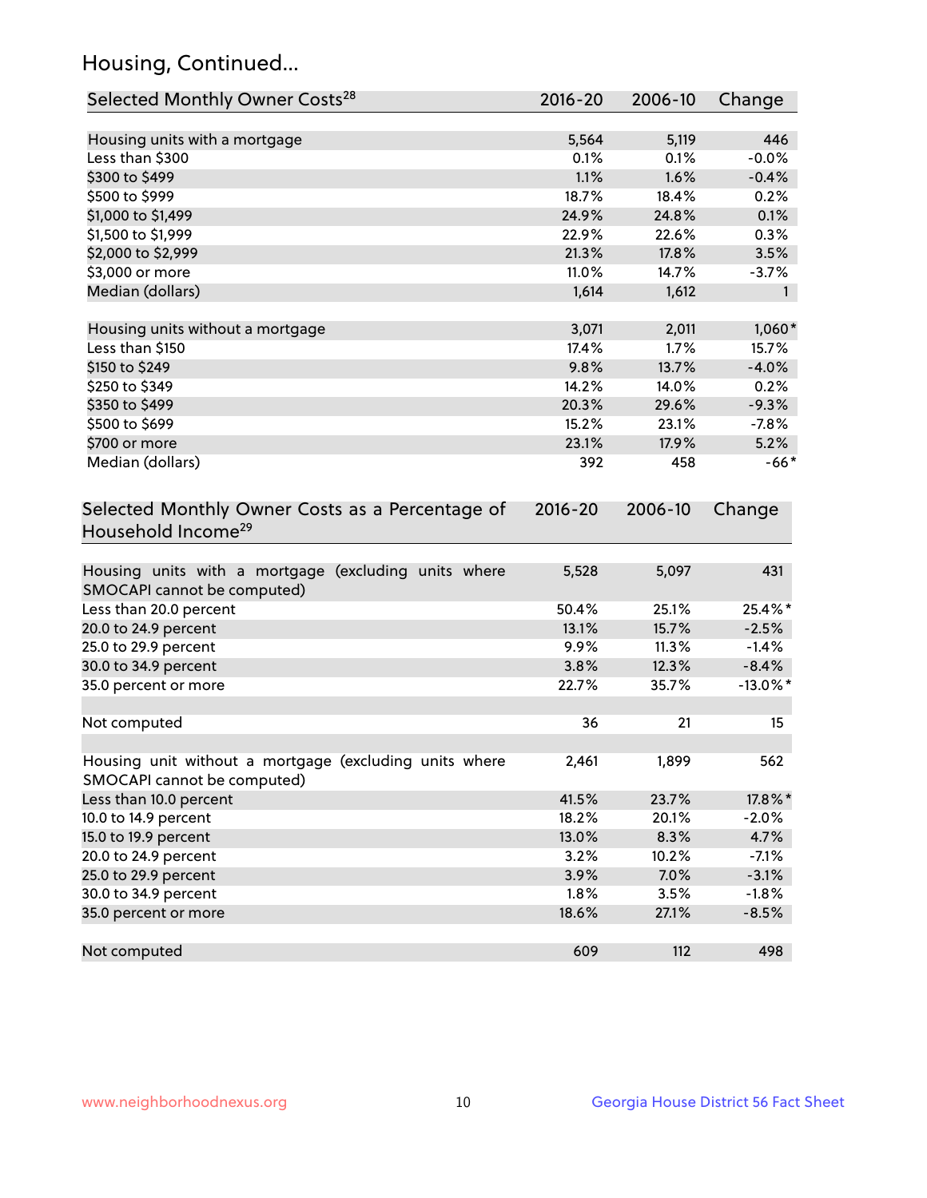## Housing, Continued...

| Selected Monthly Owner Costs[28] | 2016-20 | 2006-10 | Change |
|---|---|---|---|
| Housing units with a mortgage | 5,564 | 5,119 | 446 |
| Less than $300 | 0.1% | 0.1% | -0.0% |
| $300 to $499 | 1.1% | 1.6% | -0.4% |
| $500 to $999 | 18.7% | 18.4% | 0.2% |
| $1,000 to $1,499 | 24.9% | 24.8% | 0.1% |
| $1,500 to $1,999 | 22.9% | 22.6% | 0.3% |
| $2,000 to $2,999 | 21.3% | 17.8% | 3.5% |
| $3,000 or more | 11.0% | 14.7% | -3.7% |
| Median (dollars) | 1,614 | 1,612 | 1 |
| | | | |
| Housing units without a mortgage | 3,071 | 2,011 | 1,060* |
| Less than $150 | 17.4% | 1.7% | 15.7% |
| $150 to $249 | 9.8% | 13.7% | -4.0% |
| $250 to $349 | 14.2% | 14.0% | 0.2% |
| $350 to $499 | 20.3% | 29.6% | -9.3% |
| $500 to $699 | 15.2% | 23.1% | -7.8% |
| $700 or more | 23.1% | 17.9% | 5.2% |
| Median (dollars) | 392 | 458 | -66* |

| Selected Monthly Owner Costs as a Percentage of Household Income[29] | 2016-20 | 2006-10 | Change |
|---|---|---|---|
| Housing units with a mortgage (excluding units where SMOCAPI cannot be computed) | 5,528 | 5,097 | 431 |
| Less than 20.0 percent | 50.4% | 25.1% | 25.4%* |
| 20.0 to 24.9 percent | 13.1% | 15.7% | -2.5% |
| 25.0 to 29.9 percent | 9.9% | 11.3% | -1.4% |
| 30.0 to 34.9 percent | 3.8% | 12.3% | -8.4% |
| 35.0 percent or more | 22.7% | 35.7% | -13.0%* |
| | | | |
| Not computed | 36 | 21 | 15 |
| | | | |
| Housing unit without a mortgage (excluding units where SMOCAPI cannot be computed) | 2,461 | 1,899 | 562 |
| Less than 10.0 percent | 41.5% | 23.7% | 17.8%* |
| 10.0 to 14.9 percent | 18.2% | 20.1% | -2.0% |
| 15.0 to 19.9 percent | 13.0% | 8.3% | 4.7% |
| 20.0 to 24.9 percent | 3.2% | 10.2% | -7.1% |
| 25.0 to 29.9 percent | 3.9% | 7.0% | -3.1% |
| 30.0 to 34.9 percent | 1.8% | 3.5% | -1.8% |
| 35.0 percent or more | 18.6% | 27.1% | -8.5% |
| | | | |
| Not computed | 609 | 112 | 498 |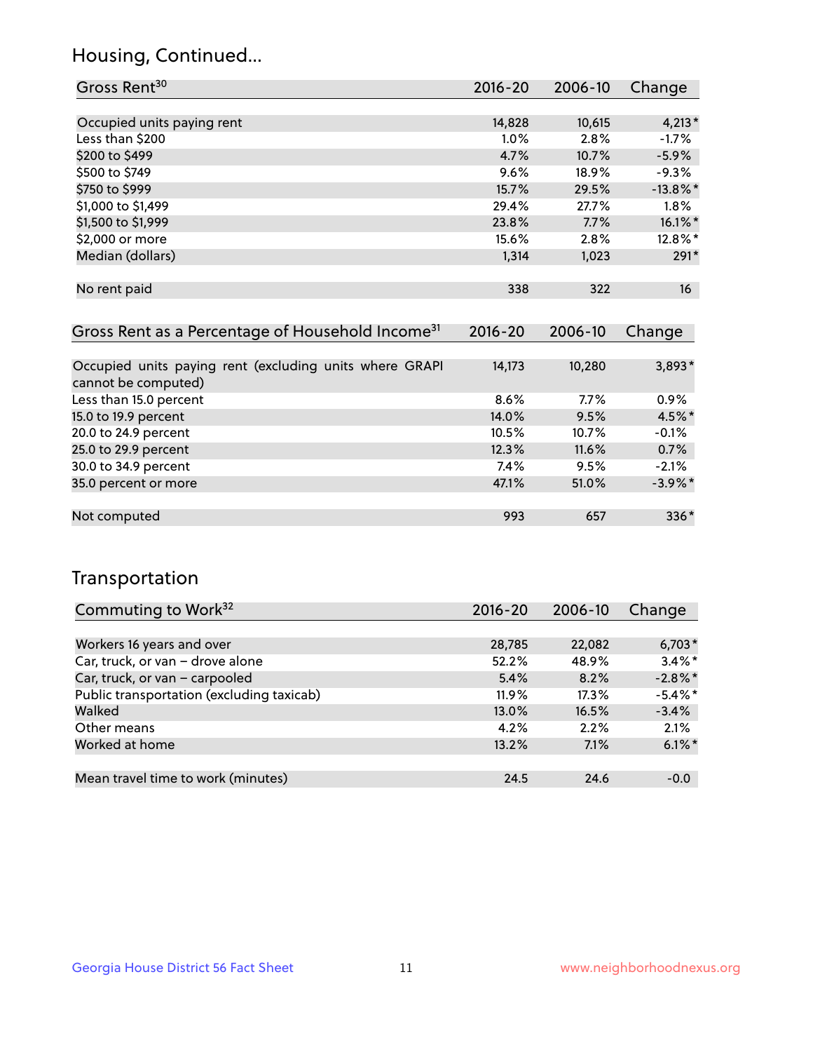## Housing, Continued...

| Gross Rent[30] | 2016-20 | 2006-10 | Change |
|---|---|---|---|
| Occupied units paying rent | 14,828 | 10,615 | 4,213* |
| Less than $200 | 1.0% | 2.8% | -1.7% |
| $200 to $499 | 4.7% | 10.7% | -5.9% |
| $500 to $749 | 9.6% | 18.9% | -9.3% |
| $750 to $999 | 15.7% | 29.5% | -13.8%* |
| $1,000 to $1,499 | 29.4% | 27.7% | 1.8% |
| $1,500 to $1,999 | 23.8% | 7.7% | 16.1%* |
| $2,000 or more | 15.6% | 2.8% | 12.8%* |
| Median (dollars) | 1,314 | 1,023 | 291* |
| No rent paid | 338 | 322 | 16 |

| Gross Rent as a Percentage of Household Income[31] | 2016-20 | 2006-10 | Change |
|---|---|---|---|
| Occupied units paying rent (excluding units where GRAPI cannot be computed) | 14,173 | 10,280 | 3,893* |
| Less than 15.0 percent | 8.6% | 7.7% | 0.9% |
| 15.0 to 19.9 percent | 14.0% | 9.5% | 4.5%* |
| 20.0 to 24.9 percent | 10.5% | 10.7% | -0.1% |
| 25.0 to 29.9 percent | 12.3% | 11.6% | 0.7% |
| 30.0 to 34.9 percent | 7.4% | 9.5% | -2.1% |
| 35.0 percent or more | 47.1% | 51.0% | -3.9%* |
| Not computed | 993 | 657 | 336* |

## Transportation

| Commuting to Work[32] | 2016-20 | 2006-10 | Change |
|---|---|---|---|
| Workers 16 years and over | 28,785 | 22,082 | 6,703* |
| Car, truck, or van – drove alone | 52.2% | 48.9% | 3.4%* |
| Car, truck, or van – carpooled | 5.4% | 8.2% | -2.8%* |
| Public transportation (excluding taxicab) | 11.9% | 17.3% | -5.4%* |
| Walked | 13.0% | 16.5% | -3.4% |
| Other means | 4.2% | 2.2% | 2.1% |
| Worked at home | 13.2% | 7.1% | 6.1%* |
| Mean travel time to work (minutes) | 24.5 | 24.6 | -0.0 |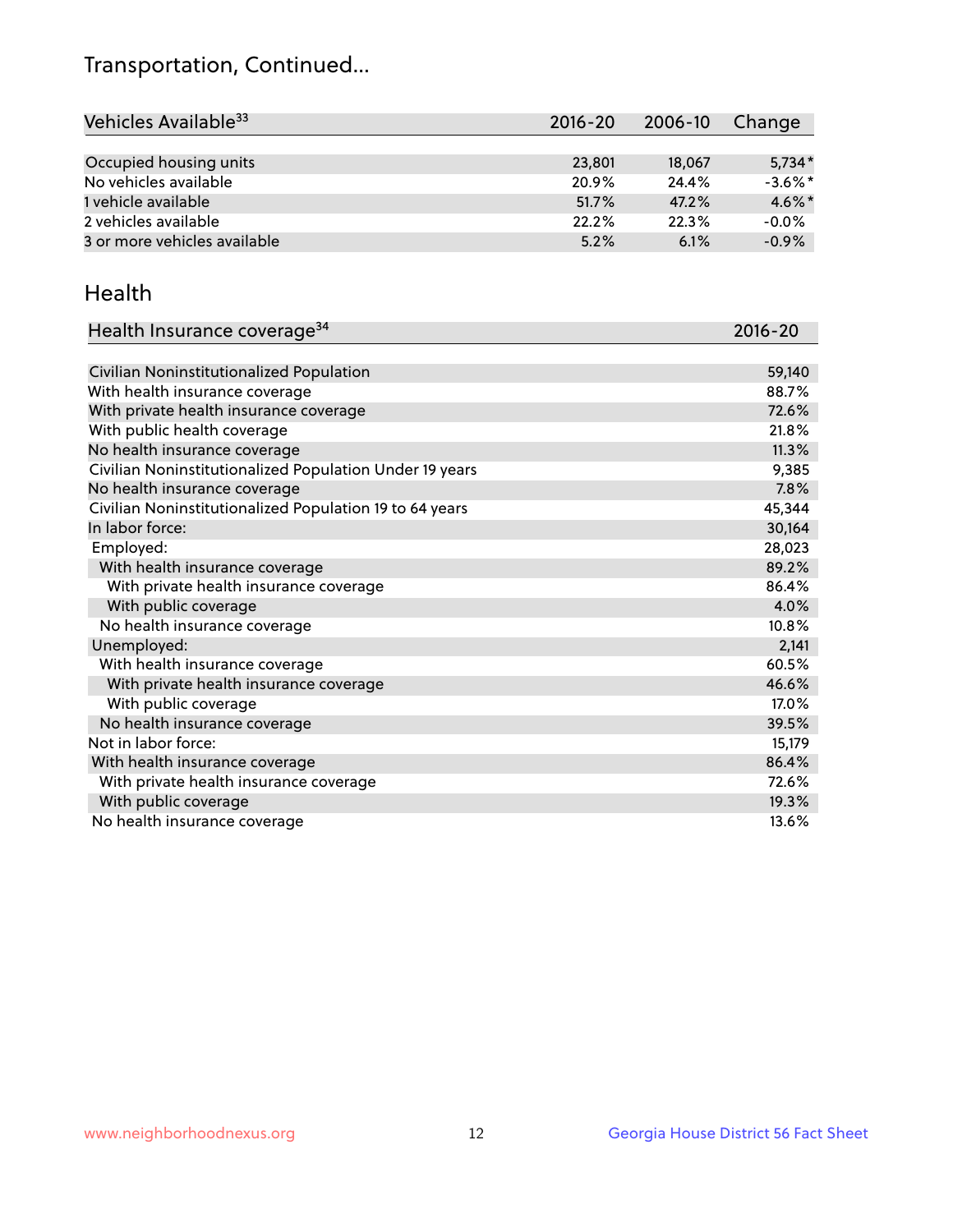# Transportation, Continued...

| Vehicles Available[33] | 2016-20 | 2006-10 | Change |
|---|---|---|---|
| Occupied housing units | 23,801 | 18,067 | 5,734* |
| No vehicles available | 20.9% | 24.4% | -3.6%* |
| 1 vehicle available | 51.7% | 47.2% | 4.6%* |
| 2 vehicles available | 22.2% | 22.3% | -0.0% |
| 3 or more vehicles available | 5.2% | 6.1% | -0.9% |

## Health

| Health Insurance coverage[34] | 2016-20 |
|---|---|
| Civilian Noninstitutionalized Population | 59,140 |
| With health insurance coverage | 88.7% |
| With private health insurance coverage | 72.6% |
| With public health coverage | 21.8% |
| No health insurance coverage | 11.3% |
| Civilian Noninstitutionalized Population Under 19 years | 9,385 |
| No health insurance coverage | 7.8% |
| Civilian Noninstitutionalized Population 19 to 64 years | 45,344 |
| In labor force: | 30,164 |
| Employed: | 28,023 |
| With health insurance coverage | 89.2% |
| With private health insurance coverage | 86.4% |
| With public coverage | 4.0% |
| No health insurance coverage | 10.8% |
| Unemployed: | 2,141 |
| With health insurance coverage | 60.5% |
| With private health insurance coverage | 46.6% |
| With public coverage | 17.0% |
| No health insurance coverage | 39.5% |
| Not in labor force: | 15,179 |
| With health insurance coverage | 86.4% |
| With private health insurance coverage | 72.6% |
| With public coverage | 19.3% |
| No health insurance coverage | 13.6% |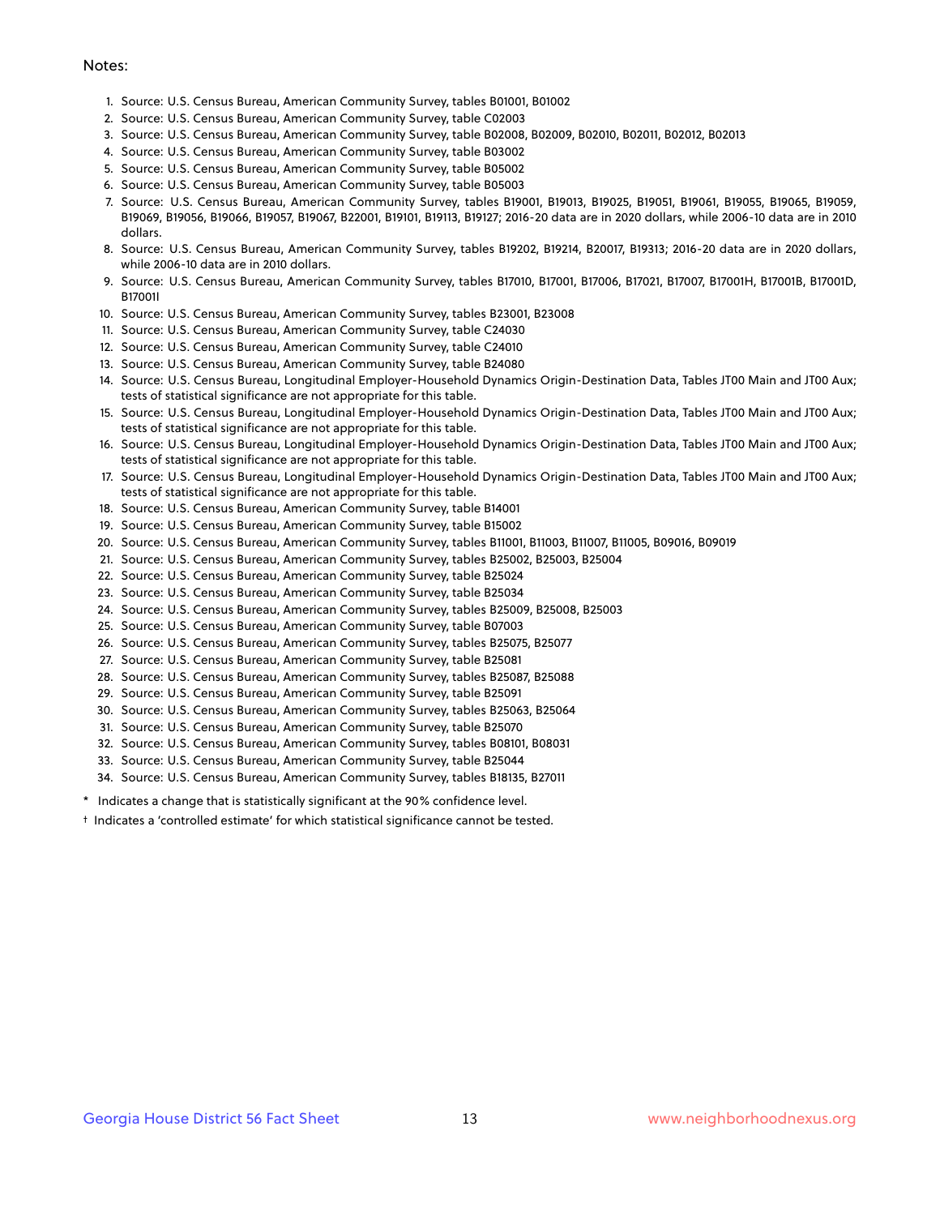Notes:

1. Source: U.S. Census Bureau, American Community Survey, tables B01001, B01002
2. Source: U.S. Census Bureau, American Community Survey, table C02003
3. Source: U.S. Census Bureau, American Community Survey, table B02008, B02009, B02010, B02011, B02012, B02013
4. Source: U.S. Census Bureau, American Community Survey, table B03002
5. Source: U.S. Census Bureau, American Community Survey, table B05002
6. Source: U.S. Census Bureau, American Community Survey, table B05003
7. Source: U.S. Census Bureau, American Community Survey, tables B19001, B19013, B19025, B19051, B19061, B19055, B19065, B19059, B19069, B19056, B19066, B19057, B19067, B22001, B19101, B19113, B19127; 2016-20 data are in 2020 dollars, while 2006-10 data are in 2010 dollars.
8. Source: U.S. Census Bureau, American Community Survey, tables B19202, B19214, B20017, B19313; 2016-20 data are in 2020 dollars, while 2006-10 data are in 2010 dollars.
9. Source: U.S. Census Bureau, American Community Survey, tables B17010, B17001, B17006, B17021, B17007, B17001H, B17001B, B17001D, B17001I
10. Source: U.S. Census Bureau, American Community Survey, tables B23001, B23008
11. Source: U.S. Census Bureau, American Community Survey, table C24030
12. Source: U.S. Census Bureau, American Community Survey, table C24010
13. Source: U.S. Census Bureau, American Community Survey, table B24080
14. Source: U.S. Census Bureau, Longitudinal Employer-Household Dynamics Origin-Destination Data, Tables JT00 Main and JT00 Aux; tests of statistical significance are not appropriate for this table.
15. Source: U.S. Census Bureau, Longitudinal Employer-Household Dynamics Origin-Destination Data, Tables JT00 Main and JT00 Aux; tests of statistical significance are not appropriate for this table.
16. Source: U.S. Census Bureau, Longitudinal Employer-Household Dynamics Origin-Destination Data, Tables JT00 Main and JT00 Aux; tests of statistical significance are not appropriate for this table.
17. Source: U.S. Census Bureau, Longitudinal Employer-Household Dynamics Origin-Destination Data, Tables JT00 Main and JT00 Aux; tests of statistical significance are not appropriate for this table.
18. Source: U.S. Census Bureau, American Community Survey, table B14001
19. Source: U.S. Census Bureau, American Community Survey, table B15002
20. Source: U.S. Census Bureau, American Community Survey, tables B11001, B11003, B11007, B11005, B09016, B09019
21. Source: U.S. Census Bureau, American Community Survey, tables B25002, B25003, B25004
22. Source: U.S. Census Bureau, American Community Survey, table B25024
23. Source: U.S. Census Bureau, American Community Survey, table B25034
24. Source: U.S. Census Bureau, American Community Survey, tables B25009, B25008, B25003
25. Source: U.S. Census Bureau, American Community Survey, table B07003
26. Source: U.S. Census Bureau, American Community Survey, tables B25075, B25077
27. Source: U.S. Census Bureau, American Community Survey, table B25081
28. Source: U.S. Census Bureau, American Community Survey, tables B25087, B25088
29. Source: U.S. Census Bureau, American Community Survey, table B25091
30. Source: U.S. Census Bureau, American Community Survey, tables B25063, B25064
31. Source: U.S. Census Bureau, American Community Survey, table B25070
32. Source: U.S. Census Bureau, American Community Survey, tables B08101, B08031
33. Source: U.S. Census Bureau, American Community Survey, table B25044
34. Source: U.S. Census Bureau, American Community Survey, tables B18135, B27011

\* Indicates a change that is statistically significant at the 90% confidence level.

† Indicates a 'controlled estimate' for which statistical significance cannot be tested.